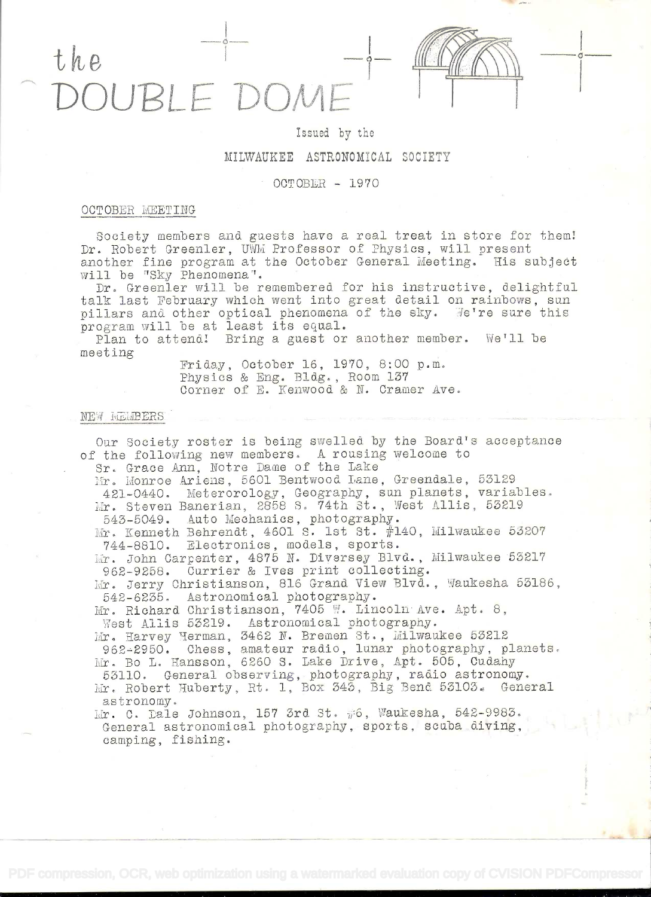# the DOUBLE DOME

Issued by the

MILWAUKEE ASTRONOMICAL SOCIETY

OCTOBER - 1970

## OCTOBER MEETING

Society members and guests have a real treat in store for them! Dr. Robert Greenler, UWM Professor of Physics, will present another fine program at the October General Meeting. His subject will be "Sky Phenomena".

Dr. Greenler will be remembered for his instructive, delightful talk last February which went into great detail on rainbows, sun pillars and other optical phenomena of the sky. We're sure this program will be at least its equal.

Plan to attend! Bring a guest or another member. We'll be meeting

Friday, October 16, 1970, 8:00 p.m.
Physics & Eng. Bldg., Room 137
Corner of E. Kenwood & N. Cramer Ave.

## NEW MEMBERS

Our Society roster is being swelled by the Board's acceptance of the following new members. A rousing welcome to

Sr. Grace Ann, Notre Dame of the Lake

Mr. Monroe Ariens, 5601 Bentwood Lane, Greendale, 53129
421-0440. Meterorology, Geography, sun planets, variables.

Mr. Steven Banerian, 2858 S. 74th St., West Allis, 53219
543-5049. Auto Mechanics, photography.

Mr. Kenneth Behrendt, 4601 S. 1st St. #140, Milwaukee 53207
744-8810. Electronics, models, sports.

Mr. John Carpenter, 4875 N. Diversey Blvd., Milwaukee 53217
962-9258. Currier & Ives print collecting.

Mr. Jerry Christianson, 816 Grand View Blvd., Waukesha 53186,
542-6235. Astronomical photography.

Mr. Richard Christianson, 7405 W. Lincoln Ave. Apt. 8,
West Allis 53219. Astronomical photography.

Mr. Harvey Herman, 3462 N. Bremen St., Milwaukee 53212
962-2950. Chess, amateur radio, lunar photography, planets.

Mr. Bo L. Hansson, 6260 S. Lake Drive, Apt. 505, Cudahy
53110. General observing, photography, radio astronomy.

Mr. Robert Huberty, Rt. 1, Box 343, Big Bend 53103. General astronomy.

Mr. C. Dale Johnson, 157 3rd St. #6, Waukesha, 542-9983.
General astronomical photography, sports, scuba diving, camping, fishing.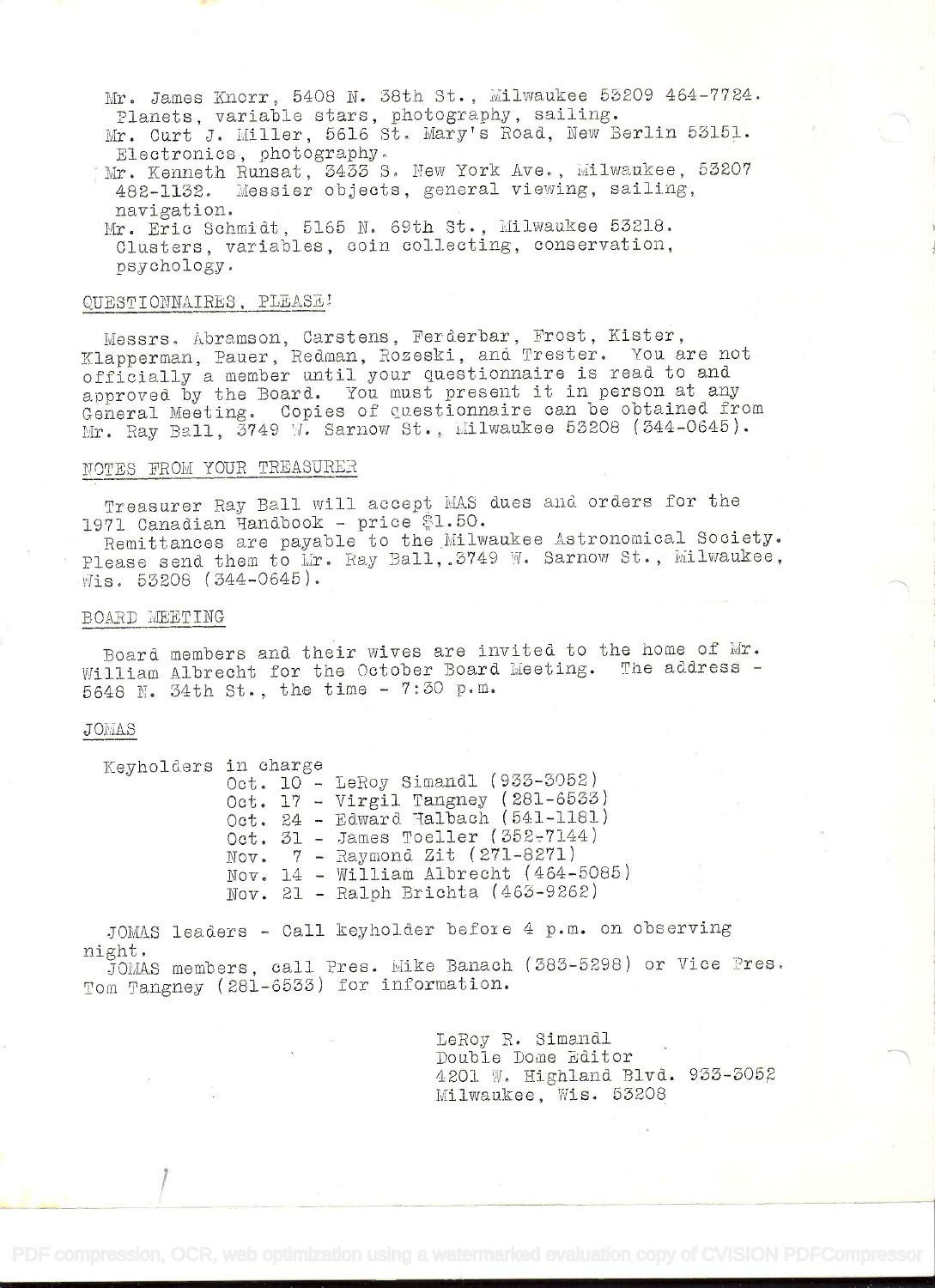Mr. James Knorr, 5408 N. 38th St., Milwaukee 53209 464-7724. Planets, variable stars, photography, sailing.

Mr. Curt J. Miller, 5616 St. Mary's Road, New Berlin 53151. Electronics, photography.

Mr. Kenneth Runsat, 3433 S. New York Ave., Milwaukee, 53207 482-1132. Messier objects, general viewing, sailing, navigation.

Mr. Eric Schmidt, 5165 N. 69th St., Milwaukee 53218. Clusters, variables, coin collecting, conservation, psychology.

## QUESTIONNAIRES, PLEASE!

Messrs. Abramson, Carstens, Ferderbar, Frost, Kister, Klapperman, Pauer, Redman, Rozeski, and Trester. You are not officially a member until your questionnaire is read to and approved by the Board. You must present it in person at any General Meeting. Copies of questionnaire can be obtained from Mr. Ray Ball, 3749 W. Sarnow St., Milwaukee 53208 (344-0645).

## NOTES FROM YOUR TREASURER

Treasurer Ray Ball will accept MAS dues and orders for the 1971 Canadian Handbook - price $1.50.

Remittances are payable to the Milwaukee Astronomical Society. Please send them to Mr. Ray Ball, 3749 W. Sarnow St., Milwaukee, Wis. 53208 (344-0645).

## BOARD MEETING

Board members and their wives are invited to the home of Mr. William Albrecht for the October Board Meeting. The address - 5648 N. 34th St., the time - 7:30 p.m.

## JOMAS

Keyholders in charge

- Oct. 10 - LeRoy Simandl (933-3052)
- Oct. 17 - Virgil Tangney (281-6533)
- Oct. 24 - Edward Halbach (541-1181)
- Oct. 31 - James Toeller (352-7144)
- Nov. 7 - Raymond Zit (271-8271)
- Nov. 14 - William Albrecht (464-5085)
- Nov. 21 - Ralph Brichta (463-9262)

JOMAS leaders - Call keyholder before 4 p.m. on observing night.

JOMAS members, call Pres. Mike Banach (383-5298) or Vice Pres. Tom Tangney (281-6533) for information.

LeRoy R. Simandl
Double Dome Editor
4201 W. Highland Blvd. 933-3052
Milwaukee, Wis. 53208